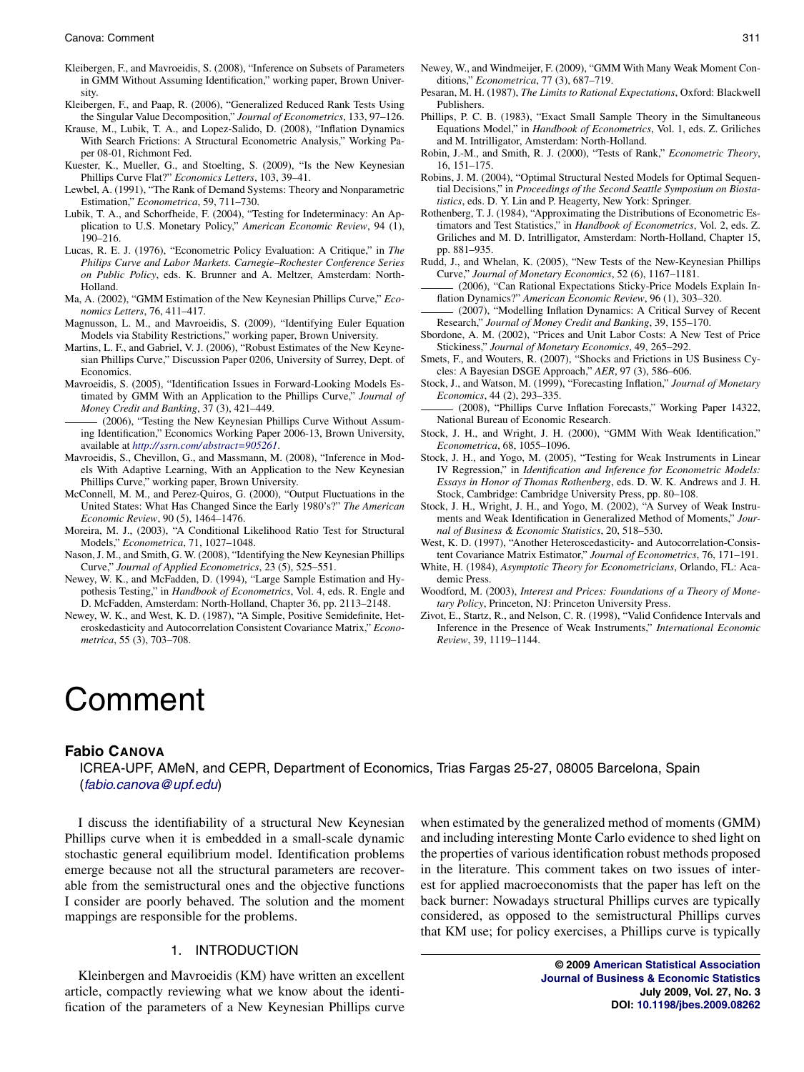Kleibergen, F., and Mavroeidis, S. (2008), "Inference on Subsets of Parameters in GMM Without Assuming Identification," working paper, Brown University.

Kleibergen, F., and Paap, R. (2006), "Generalized Reduced Rank Tests Using the Singular Value Decomposition," *Journal of Econometrics*, 133, 97–126.

Krause, M., Lubik, T. A., and Lopez-Salido, D. (2008), "Inflation Dynamics With Search Frictions: A Structural Econometric Analysis," Working Paper 08-01, Richmont Fed.

Kuester, K., Mueller, G., and Stoelting, S. (2009), "Is the New Keynesian Phillips Curve Flat?" *Economics Letters*, 103, 39–41.

Lewbel, A. (1991), "The Rank of Demand Systems: Theory and Nonparametric Estimation," *Econometrica*, 59, 711–730.

Lubik, T. A., and Schorfheide, F. (2004), "Testing for Indeterminacy: An Application to U.S. Monetary Policy," *American Economic Review*, 94 (1), 190–216.

Lucas, R. E. J. (1976), "Econometric Policy Evaluation: A Critique," in *The Philips Curve and Labor Markets. Carnegie–Rochester Conference Series on Public Policy*, eds. K. Brunner and A. Meltzer, Amsterdam: North-Holland.

Ma, A. (2002), "GMM Estimation of the New Keynesian Phillips Curve," *Economics Letters*, 76, 411–417.

Magnusson, L. M., and Mavroeidis, S. (2009), "Identifying Euler Equation Models via Stability Restrictions," working paper, Brown University.

Martins, L. F., and Gabriel, V. J. (2006), "Robust Estimates of the New Keynesian Phillips Curve," Discussion Paper 0206, University of Surrey, Dept. of Economics.

Mavroeidis, S. (2005), "Identification Issues in Forward-Looking Models Estimated by GMM With an Application to the Phillips Curve," *Journal of Money Credit and Banking*, 37 (3), 421–449.

——— (2006), "Testing the New Keynesian Phillips Curve Without Assuming Identification," Economics Working Paper 2006-13, Brown University, available at *http://ssrn.com/abstract=905261*.

Mavroeidis, S., Chevillon, G., and Massmann, M. (2008), "Inference in Models With Adaptive Learning, With an Application to the New Keynesian Phillips Curve," working paper, Brown University.

McConnell, M. M., and Perez-Quiros, G. (2000), "Output Fluctuations in the United States: What Has Changed Since the Early 1980's?" *The American Economic Review*, 90 (5), 1464–1476.

Moreira, M. J., (2003), "A Conditional Likelihood Ratio Test for Structural Models," *Econometrica*, 71, 1027–1048.

Nason, J. M., and Smith, G. W. (2008), "Identifying the New Keynesian Phillips Curve," *Journal of Applied Econometrics*, 23 (5), 525–551.

Newey, W. K., and McFadden, D. (1994), "Large Sample Estimation and Hypothesis Testing," in *Handbook of Econometrics*, Vol. 4, eds. R. Engle and D. McFadden, Amsterdam: North-Holland, Chapter 36, pp. 2113–2148.

Newey, W. K., and West, K. D. (1987), "A Simple, Positive Semidefinite, Heteroskedasticity and Autocorrelation Consistent Covariance Matrix," *Econometrica*, 55 (3), 703–708.

Newey, W., and Windmeijer, F. (2009), "GMM With Many Weak Moment Conditions," *Econometrica*, 77 (3), 687–719.

Pesaran, M. H. (1987), *The Limits to Rational Expectations*, Oxford: Blackwell Publishers.

Phillips, P. C. B. (1983), "Exact Small Sample Theory in the Simultaneous Equations Model," in *Handbook of Econometrics*, Vol. 1, eds. Z. Griliches and M. Intrilligator, Amsterdam: North-Holland.

Robin, J.-M., and Smith, R. J. (2000), "Tests of Rank," *Econometric Theory*, 16, 151–175.

Robins, J. M. (2004), "Optimal Structural Nested Models for Optimal Sequential Decisions," in *Proceedings of the Second Seattle Symposium on Biostatistics*, eds. D. Y. Lin and P. Heagerty, New York: Springer.

Rothenberg, T. J. (1984), "Approximating the Distributions of Econometric Estimators and Test Statistics," in *Handbook of Econometrics*, Vol. 2, eds. Z. Griliches and M. D. Intrilligator, Amsterdam: North-Holland, Chapter 15, pp. 881–935.

Rudd, J., and Whelan, K. (2005), "New Tests of the New-Keynesian Phillips Curve," *Journal of Monetary Economics*, 52 (6), 1167–1181.

——— (2006), "Can Rational Expectations Sticky-Price Models Explain Inflation Dynamics?" *American Economic Review*, 96 (1), 303–320.

——— (2007), "Modelling Inflation Dynamics: A Critical Survey of Recent Research," *Journal of Money Credit and Banking*, 39, 155–170.

Sbordone, A. M. (2002), "Prices and Unit Labor Costs: A New Test of Price Stickiness," *Journal of Monetary Economics*, 49, 265–292.

Smets, F., and Wouters, R. (2007), "Shocks and Frictions in US Business Cycles: A Bayesian DSGE Approach," *AER*, 97 (3), 586–606.

Stock, J., and Watson, M. (1999), "Forecasting Inflation," *Journal of Monetary Economics*, 44 (2), 293–335.

——— (2008), "Phillips Curve Inflation Forecasts," Working Paper 14322, National Bureau of Economic Research.

Stock, J. H., and Wright, J. H. (2000), "GMM With Weak Identification," *Econometrica*, 68, 1055–1096.

Stock, J. H., and Yogo, M. (2005), "Testing for Weak Instruments in Linear IV Regression," in *Identification and Inference for Econometric Models: Essays in Honor of Thomas Rothenberg*, eds. D. W. K. Andrews and J. H. Stock, Cambridge: Cambridge University Press, pp. 80–108.

Stock, J. H., Wright, J. H., and Yogo, M. (2002), "A Survey of Weak Instruments and Weak Identification in Generalized Method of Moments," *Journal of Business & Economic Statistics*, 20, 518–530.

West, K. D. (1997), "Another Heteroscedasticity- and Autocorrelation-Consistent Covariance Matrix Estimator," *Journal of Econometrics*, 76, 171–191.

White, H. (1984), *Asymptotic Theory for Econometricians*, Orlando, FL: Academic Press.

Woodford, M. (2003), *Interest and Prices: Foundations of a Theory of Monetary Policy*, Princeton, NJ: Princeton University Press.

Zivot, E., Startz, R., and Nelson, C. R. (1998), "Valid Confidence Intervals and Inference in the Presence of Weak Instruments," *International Economic Review*, 39, 1119–1144.

# Comment

**Fabio Canova**

ICREA-UPF, AMeN, and CEPR, Department of Economics, Trias Fargas 25-27, 08005 Barcelona, Spain (*fabio.canova@upf.edu*)

I discuss the identifiability of a structural New Keynesian Phillips curve when it is embedded in a small-scale dynamic stochastic general equilibrium model. Identification problems emerge because not all the structural parameters are recoverable from the semistructural ones and the objective functions I consider are poorly behaved. The solution and the moment mappings are responsible for the problems.

## 1. INTRODUCTION

Kleinbergen and Mavroeidis (KM) have written an excellent article, compactly reviewing what we know about the identification of the parameters of a New Keynesian Phillips curve when estimated by the generalized method of moments (GMM) and including interesting Monte Carlo evidence to shed light on the properties of various identification robust methods proposed in the literature. This comment takes on two issues of interest for applied macroeconomists that the paper has left on the back burner: Nowadays structural Phillips curves are typically considered, as opposed to the semistructural Phillips curves that KM use; for policy exercises, a Phillips curve is typically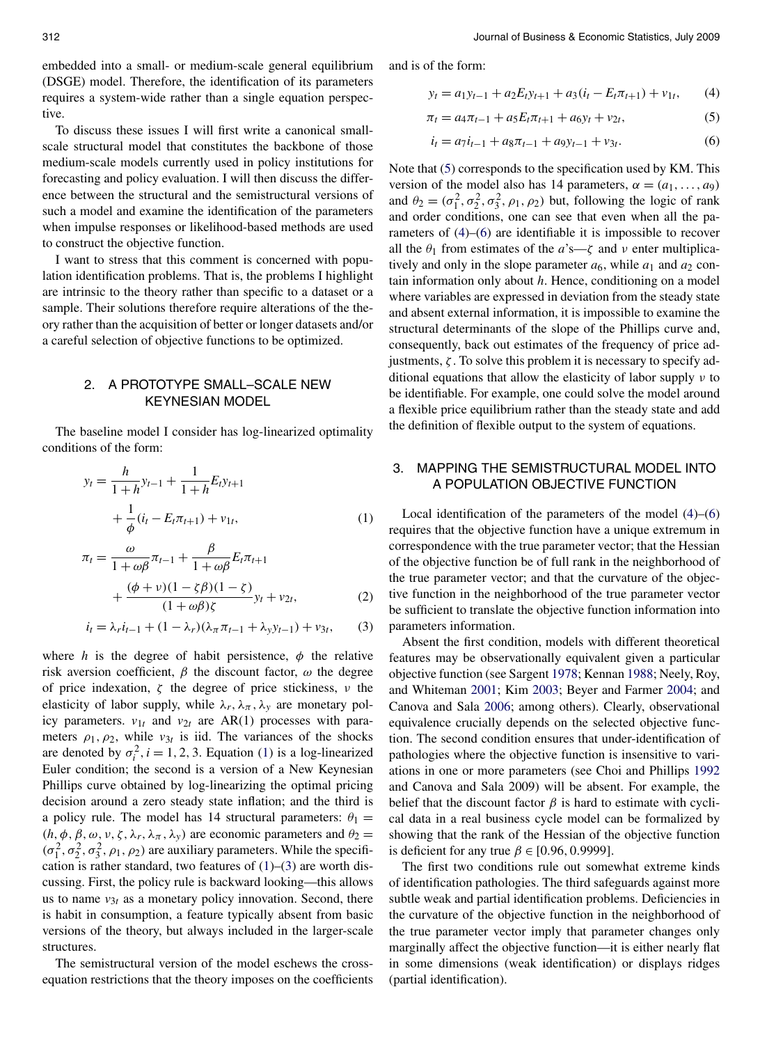embedded into a small- or medium-scale general equilibrium (DSGE) model. Therefore, the identification of its parameters requires a system-wide rather than a single equation perspective.

To discuss these issues I will first write a canonical small-scale structural model that constitutes the backbone of those medium-scale models currently used in policy institutions for forecasting and policy evaluation. I will then discuss the difference between the structural and the semistructural versions of such a model and examine the identification of the parameters when impulse responses or likelihood-based methods are used to construct the objective function.

I want to stress that this comment is concerned with population identification problems. That is, the problems I highlight are intrinsic to the theory rather than specific to a dataset or a sample. Their solutions therefore require alterations of the theory rather than the acquisition of better or longer datasets and/or a careful selection of objective functions to be optimized.

## 2. A PROTOTYPE SMALL–SCALE NEW KEYNESIAN MODEL

The baseline model I consider has log-linearized optimality conditions of the form:

$$y_t = \frac{h}{1+h} y_{t-1} + \frac{1}{1+h} E_t y_{t+1} + \frac{1}{\phi}(i_t - E_t \pi_{t+1}) + v_{1t}, \tag{1}$$

$$\pi_t = \frac{\omega}{1+\omega\beta}\pi_{t-1} + \frac{\beta}{1+\omega\beta} E_t \pi_{t+1} + \frac{(\phi+\nu)(1-\zeta\beta)(1-\zeta)}{(1+\omega\beta)\zeta} y_t + v_{2t}, \tag{2}$$

$$i_t = \lambda_r i_{t-1} + (1-\lambda_r)(\lambda_\pi \pi_{t-1} + \lambda_y y_{t-1}) + v_{3t}, \tag{3}$$

where $h$ is the degree of habit persistence, $\phi$ the relative risk aversion coefficient, $\beta$ the discount factor, $\omega$ the degree of price indexation, $\zeta$ the degree of price stickiness, $\nu$ the elasticity of labor supply, while $\lambda_r, \lambda_\pi, \lambda_y$ are monetary policy parameters. $v_{1t}$ and $v_{2t}$ are AR(1) processes with parameters $\rho_1, \rho_2$, while $v_{3t}$ is iid. The variances of the shocks are denoted by $\sigma_i^2, i = 1, 2, 3$. Equation (1) is a log-linearized Euler condition; the second is a version of a New Keynesian Phillips curve obtained by log-linearizing the optimal pricing decision around a zero steady state inflation; and the third is a policy rule. The model has 14 structural parameters: $\theta_1 = (h, \phi, \beta, \omega, \nu, \zeta, \lambda_r, \lambda_\pi, \lambda_y)$ are economic parameters and $\theta_2 = (\sigma_1^2, \sigma_2^2, \sigma_3^2, \rho_1, \rho_2)$ are auxiliary parameters. While the specification is rather standard, two features of (1)–(3) are worth discussing. First, the policy rule is backward looking—this allows us to name $v_{3t}$ as a monetary policy innovation. Second, there is habit in consumption, a feature typically absent from basic versions of the theory, but always included in the larger-scale structures.

The semistructural version of the model eschews the cross-equation restrictions that the theory imposes on the coefficients and is of the form:

$$y_t = a_1 y_{t-1} + a_2 E_t y_{t+1} + a_3(i_t - E_t \pi_{t+1}) + v_{1t}, \tag{4}$$

$$\pi_t = a_4 \pi_{t-1} + a_5 E_t \pi_{t+1} + a_6 y_t + v_{2t}, \tag{5}$$

$$i_t = a_7 i_{t-1} + a_8 \pi_{t-1} + a_9 y_{t-1} + v_{3t}. \tag{6}$$

Note that (5) corresponds to the specification used by KM. This version of the model also has 14 parameters, $\alpha = (a_1, \ldots, a_9)$ and $\theta_2 = (\sigma_1^2, \sigma_2^2, \sigma_3^2, \rho_1, \rho_2)$ but, following the logic of rank and order conditions, one can see that even when all the parameters of (4)–(6) are identifiable it is impossible to recover all the $\theta_1$ from estimates of the $a$'s—$\zeta$ and $\nu$ enter multiplicatively and only in the slope parameter $a_6$, while $a_1$ and $a_2$ contain information only about $h$. Hence, conditioning on a model where variables are expressed in deviation from the steady state and absent external information, it is impossible to examine the structural determinants of the slope of the Phillips curve and, consequently, back out estimates of the frequency of price adjustments, $\zeta$. To solve this problem it is necessary to specify additional equations that allow the elasticity of labor supply $\nu$ to be identifiable. For example, one could solve the model around a flexible price equilibrium rather than the steady state and add the definition of flexible output to the system of equations.

## 3. MAPPING THE SEMISTRUCTURAL MODEL INTO A POPULATION OBJECTIVE FUNCTION

Local identification of the parameters of the model (4)–(6) requires that the objective function have a unique extremum in correspondence with the true parameter vector; that the Hessian of the objective function be of full rank in the neighborhood of the true parameter vector; and that the curvature of the objective function in the neighborhood of the true parameter vector be sufficient to translate the objective function information into parameters information.

Absent the first condition, models with different theoretical features may be observationally equivalent given a particular objective function (see Sargent 1978; Kennan 1988; Neely, Roy, and Whiteman 2001; Kim 2003; Beyer and Farmer 2004; and Canova and Sala 2006; among others). Clearly, observational equivalence crucially depends on the selected objective function. The second condition ensures that under-identification of pathologies where the objective function is insensitive to variations in one or more parameters (see Choi and Phillips 1992 and Canova and Sala 2009) will be absent. For example, the belief that the discount factor $\beta$ is hard to estimate with cyclical data in a real business cycle model can be formalized by showing that the rank of the Hessian of the objective function is deficient for any true $\beta \in [0.96, 0.9999]$.

The first two conditions rule out somewhat extreme kinds of identification pathologies. The third safeguards against more subtle weak and partial identification problems. Deficiencies in the curvature of the objective function in the neighborhood of the true parameter vector imply that parameter changes only marginally affect the objective function—it is either nearly flat in some dimensions (weak identification) or displays ridges (partial identification).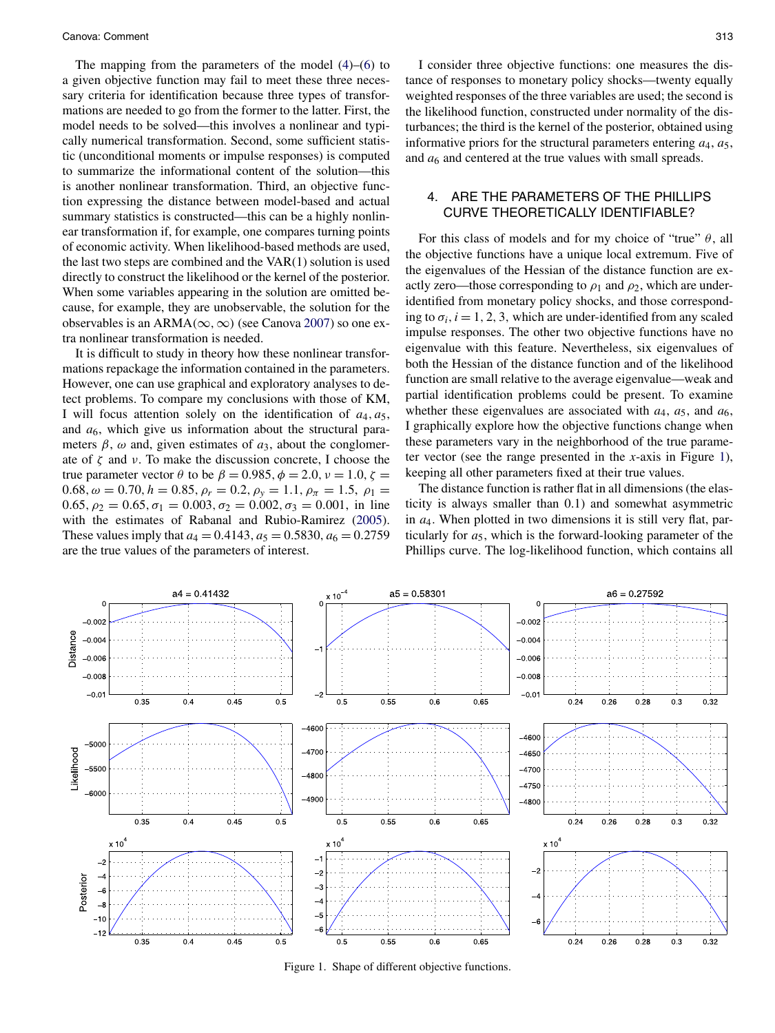The mapping from the parameters of the model (4)–(6) to a given objective function may fail to meet these three necessary criteria for identification because three types of transformations are needed to go from the former to the latter. First, the model needs to be solved—this involves a nonlinear and typically numerical transformation. Second, some sufficient statistic (unconditional moments or impulse responses) is computed to summarize the informational content of the solution—this is another nonlinear transformation. Third, an objective function expressing the distance between model-based and actual summary statistics is constructed—this can be a highly nonlinear transformation if, for example, one compares turning points of economic activity. When likelihood-based methods are used, the last two steps are combined and the VAR(1) solution is used directly to construct the likelihood or the kernel of the posterior. When some variables appearing in the solution are omitted because, for example, they are unobservable, the solution for the observables is an ARMA($\infty, \infty$) (see Canova 2007) so one extra nonlinear transformation is needed.

It is difficult to study in theory how these nonlinear transformations repackage the information contained in the parameters. However, one can use graphical and exploratory analyses to detect problems. To compare my conclusions with those of KM, I will focus attention solely on the identification of $a_4, a_5$, and $a_6$, which give us information about the structural parameters $\beta$, $\omega$ and, given estimates of $a_3$, about the conglomerate of $\zeta$ and $\nu$. To make the discussion concrete, I choose the true parameter vector $\theta$ to be $\beta = 0.985, \phi = 2.0, \nu = 1.0, \zeta = 0.68, \omega = 0.70, h = 0.85, \rho_r = 0.2, \rho_y = 1.1, \rho_\pi = 1.5, \rho_1 = 0.65, \rho_2 = 0.65, \sigma_1 = 0.003, \sigma_2 = 0.002, \sigma_3 = 0.001$, in line with the estimates of Rabanal and Rubio-Ramirez (2005). These values imply that $a_4 = 0.4143, a_5 = 0.5830, a_6 = 0.2759$ are the true values of the parameters of interest.

I consider three objective functions: one measures the distance of responses to monetary policy shocks—twenty equally weighted responses of the three variables are used; the second is the likelihood function, constructed under normality of the disturbances; the third is the kernel of the posterior, obtained using informative priors for the structural parameters entering $a_4$, $a_5$, and $a_6$ and centered at the true values with small spreads.

## 4. ARE THE PARAMETERS OF THE PHILLIPS CURVE THEORETICALLY IDENTIFIABLE?

For this class of models and for my choice of "true" $\theta$, all the objective functions have a unique local extremum. Five of the eigenvalues of the Hessian of the distance function are exactly zero—those corresponding to $\rho_1$ and $\rho_2$, which are underidentified from monetary policy shocks, and those corresponding to $\sigma_i, i = 1, 2, 3$, which are under-identified from any scaled impulse responses. The other two objective functions have no eigenvalue with this feature. Nevertheless, six eigenvalues of both the Hessian of the distance function and of the likelihood function are small relative to the average eigenvalue—weak and partial identification problems could be present. To examine whether these eigenvalues are associated with $a_4$, $a_5$, and $a_6$, I graphically explore how the objective functions change when these parameters vary in the neighborhood of the true parameter vector (see the range presented in the $x$-axis in Figure 1), keeping all other parameters fixed at their true values.

The distance function is rather flat in all dimensions (the elasticity is always smaller than 0.1) and somewhat asymmetric in $a_4$. When plotted in two dimensions it is still very flat, particularly for $a_5$, which is the forward-looking parameter of the Phillips curve. The log-likelihood function, which contains all

Figure 1. Shape of different objective functions.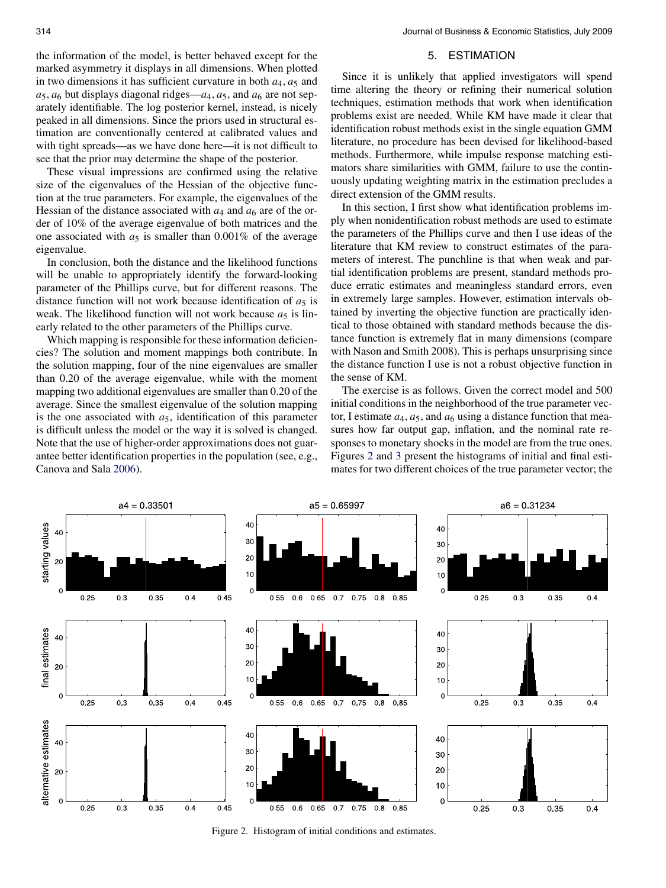the information of the model, is better behaved except for the marked asymmetry it displays in all dimensions. When plotted in two dimensions it has sufficient curvature in both $a_4, a_5$ and $a_5, a_6$ but displays diagonal ridges—$a_4$, $a_5$, and $a_6$ are not separately identifiable. The log posterior kernel, instead, is nicely peaked in all dimensions. Since the priors used in structural estimation are conventionally centered at calibrated values and with tight spreads—as we have done here—it is not difficult to see that the prior may determine the shape of the posterior.

These visual impressions are confirmed using the relative size of the eigenvalues of the Hessian of the objective function at the true parameters. For example, the eigenvalues of the Hessian of the distance associated with $a_4$ and $a_6$ are of the order of 10% of the average eigenvalue of both matrices and the one associated with $a_5$ is smaller than 0.001% of the average eigenvalue.

In conclusion, both the distance and the likelihood functions will be unable to appropriately identify the forward-looking parameter of the Phillips curve, but for different reasons. The distance function will not work because identification of $a_5$ is weak. The likelihood function will not work because $a_5$ is linearly related to the other parameters of the Phillips curve.

Which mapping is responsible for these information deficiencies? The solution and moment mappings both contribute. In the solution mapping, four of the nine eigenvalues are smaller than 0.20 of the average eigenvalue, while with the moment mapping two additional eigenvalues are smaller than 0.20 of the average. Since the smallest eigenvalue of the solution mapping is the one associated with $a_5$, identification of this parameter is difficult unless the model or the way it is solved is changed. Note that the use of higher-order approximations does not guarantee better identification properties in the population (see, e.g., Canova and Sala 2006).

## 5. ESTIMATION

Since it is unlikely that applied investigators will spend time altering the theory or refining their numerical solution techniques, estimation methods that work when identification problems exist are needed. While KM have made it clear that identification robust methods exist in the single equation GMM literature, no procedure has been devised for likelihood-based methods. Furthermore, while impulse response matching estimators share similarities with GMM, failure to use the continuously updating weighting matrix in the estimation precludes a direct extension of the GMM results.

In this section, I first show what identification problems imply when nonidentification robust methods are used to estimate the parameters of the Phillips curve and then I use ideas of the literature that KM review to construct estimates of the parameters of interest. The punchline is that when weak and partial identification problems are present, standard methods produce erratic estimates and meaningless standard errors, even in extremely large samples. However, estimation intervals obtained by inverting the objective function are practically identical to those obtained with standard methods because the distance function is extremely flat in many dimensions (compare with Nason and Smith 2008). This is perhaps unsurprising since the distance function I use is not a robust objective function in the sense of KM.

The exercise is as follows. Given the correct model and 500 initial conditions in the neighborhood of the true parameter vector, I estimate $a_4$, $a_5$, and $a_6$ using a distance function that measures how far output gap, inflation, and the nominal rate responses to monetary shocks in the model are from the true ones. Figures 2 and 3 present the histograms of initial and final estimates for two different choices of the true parameter vector; the

Figure 2. Histogram of initial conditions and estimates.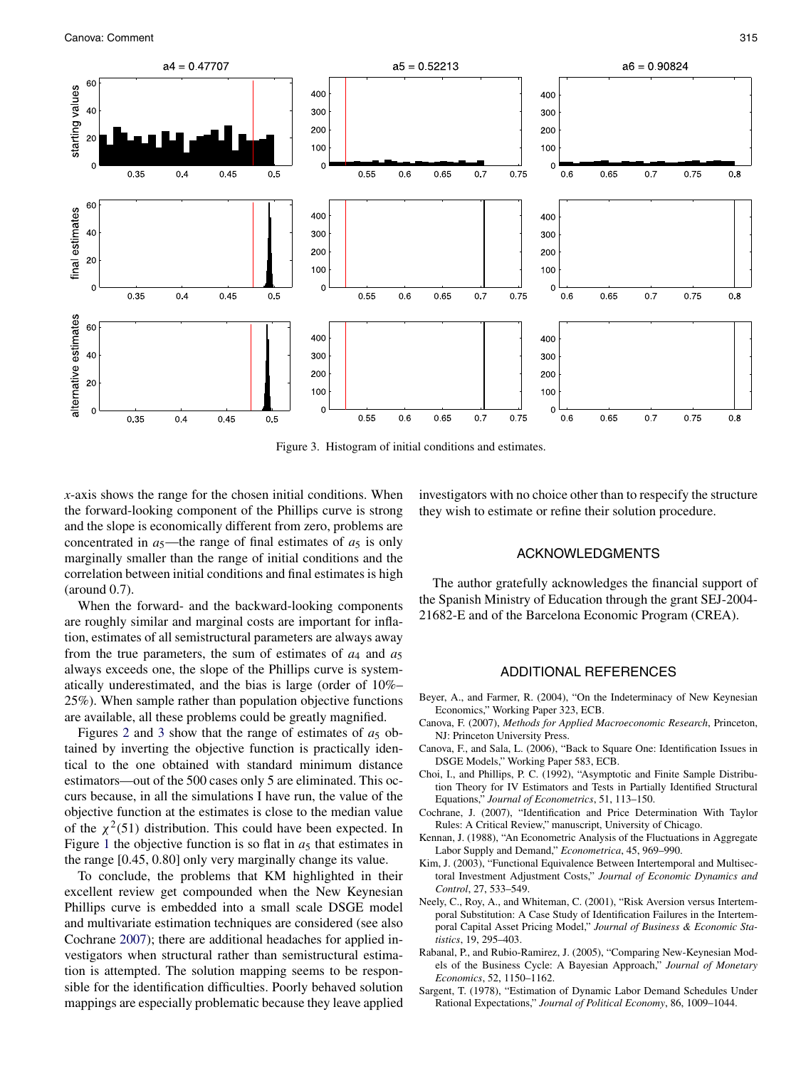a4 = 0.47707

a5 = 0.52213

a6 = 0.90824

starting values

final estimates

alternative estimates

Figure 3. Histogram of initial conditions and estimates.

$x$-axis shows the range for the chosen initial conditions. When the forward-looking component of the Phillips curve is strong and the slope is economically different from zero, problems are concentrated in $a_5$—the range of final estimates of $a_5$ is only marginally smaller than the range of initial conditions and the correlation between initial conditions and final estimates is high (around 0.7).

When the forward- and the backward-looking components are roughly similar and marginal costs are important for inflation, estimates of all semistructural parameters are always away from the true parameters, the sum of estimates of $a_4$ and $a_5$ always exceeds one, the slope of the Phillips curve is systematically underestimated, and the bias is large (order of 10%–25%). When sample rather than population objective functions are available, all these problems could be greatly magnified.

Figures 2 and 3 show that the range of estimates of $a_5$ obtained by inverting the objective function is practically identical to the one obtained with standard minimum distance estimators—out of the 500 cases only 5 are eliminated. This occurs because, in all the simulations I have run, the value of the objective function at the estimates is close to the median value of the $\chi^2(51)$ distribution. This could have been expected. In Figure 1 the objective function is so flat in $a_5$ that estimates in the range [0.45, 0.80] only very marginally change its value.

To conclude, the problems that KM highlighted in their excellent review get compounded when the New Keynesian Phillips curve is embedded into a small scale DSGE model and multivariate estimation techniques are considered (see also Cochrane 2007); there are additional headaches for applied investigators when structural rather than semistructural estimation is attempted. The solution mapping seems to be responsible for the identification difficulties. Poorly behaved solution mappings are especially problematic because they leave applied investigators with no choice other than to respecify the structure they wish to estimate or refine their solution procedure.

## ACKNOWLEDGMENTS

The author gratefully acknowledges the financial support of the Spanish Ministry of Education through the grant SEJ-2004-21682-E and of the Barcelona Economic Program (CREA).

## ADDITIONAL REFERENCES

Beyer, A., and Farmer, R. (2004), "On the Indeterminacy of New Keynesian Economics," Working Paper 323, ECB.

Canova, F. (2007), *Methods for Applied Macroeconomic Research*, Princeton, NJ: Princeton University Press.

Canova, F., and Sala, L. (2006), "Back to Square One: Identification Issues in DSGE Models," Working Paper 583, ECB.

Choi, I., and Phillips, P. C. (1992), "Asymptotic and Finite Sample Distribution Theory for IV Estimators and Tests in Partially Identified Structural Equations," *Journal of Econometrics*, 51, 113–150.

Cochrane, J. (2007), "Identification and Price Determination With Taylor Rules: A Critical Review," manuscript, University of Chicago.

Kennan, J. (1988), "An Econometric Analysis of the Fluctuations in Aggregate Labor Supply and Demand," *Econometrica*, 45, 969–990.

Kim, J. (2003), "Functional Equivalence Between Intertemporal and Multisectoral Investment Adjustment Costs," *Journal of Economic Dynamics and Control*, 27, 533–549.

Neely, C., Roy, A., and Whiteman, C. (2001), "Risk Aversion versus Intertemporal Substitution: A Case Study of Identification Failures in the Intertemporal Capital Asset Pricing Model," *Journal of Business & Economic Statistics*, 19, 295–403.

Rabanal, P., and Rubio-Ramirez, J. (2005), "Comparing New-Keynesian Models of the Business Cycle: A Bayesian Approach," *Journal of Monetary Economics*, 52, 1150–1162.

Sargent, T. (1978), "Estimation of Dynamic Labor Demand Schedules Under Rational Expectations," *Journal of Political Economy*, 86, 1009–1044.